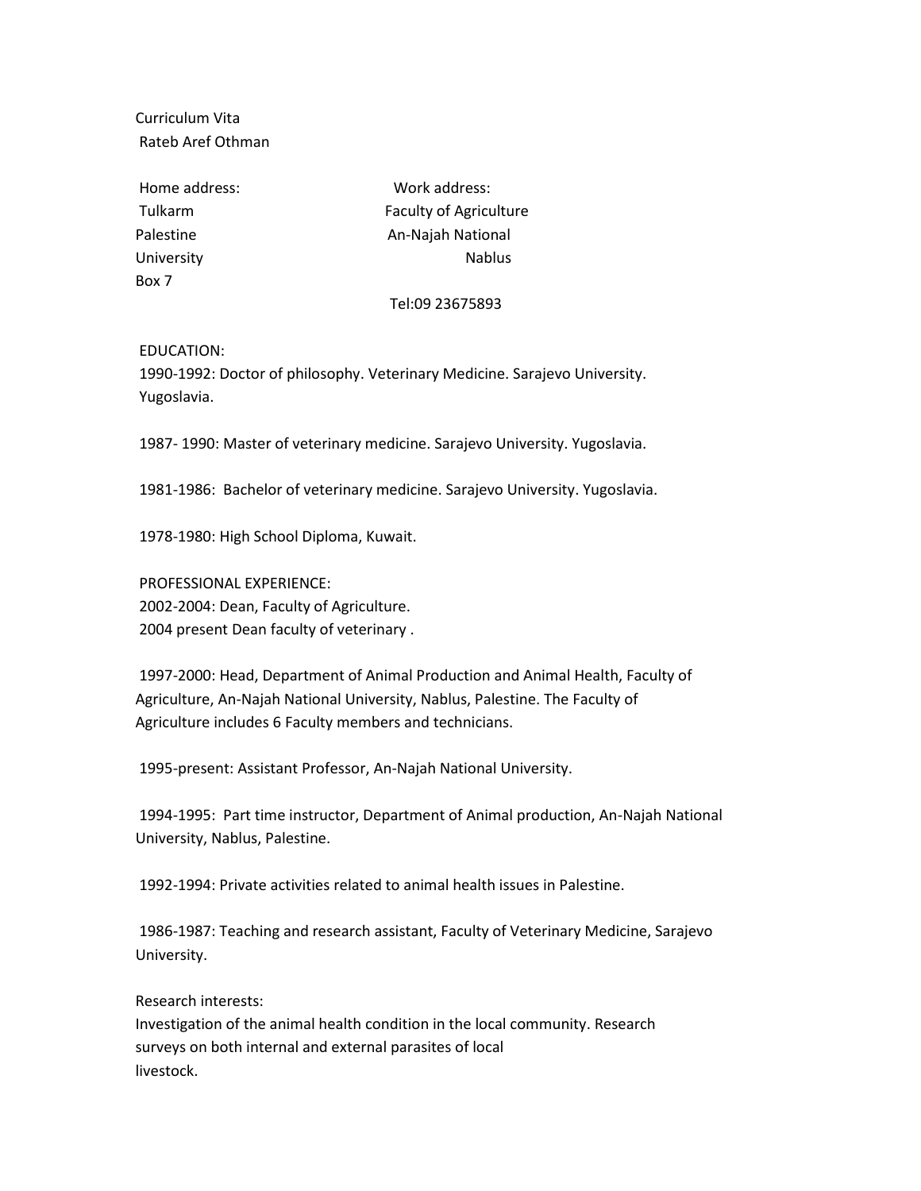Curriculum Vita
Rateb Aref Othman

Home address:
Tulkarm
Palestine
Box 7

Work address:
Faculty of Agriculture
An-Najah National University
Nablus

Tel:09 23675893

EDUCATION:

1990-1992: Doctor of philosophy. Veterinary Medicine. Sarajevo University. Yugoslavia.

1987- 1990: Master of veterinary medicine. Sarajevo University. Yugoslavia.

1981-1986: Bachelor of veterinary medicine. Sarajevo University. Yugoslavia.

1978-1980: High School Diploma, Kuwait.

PROFESSIONAL EXPERIENCE:

2002-2004: Dean, Faculty of Agriculture.
2004 present Dean faculty of veterinary .

1997-2000: Head, Department of Animal Production and Animal Health, Faculty of Agriculture, An-Najah National University, Nablus, Palestine. The Faculty of Agriculture includes 6 Faculty members and technicians.

1995-present: Assistant Professor, An-Najah National University.

1994-1995: Part time instructor, Department of Animal production, An-Najah National University, Nablus, Palestine.

1992-1994: Private activities related to animal health issues in Palestine.

1986-1987: Teaching and research assistant, Faculty of Veterinary Medicine, Sarajevo University.

Research interests:

Investigation of the animal health condition in the local community. Research surveys on both internal and external parasites of local livestock.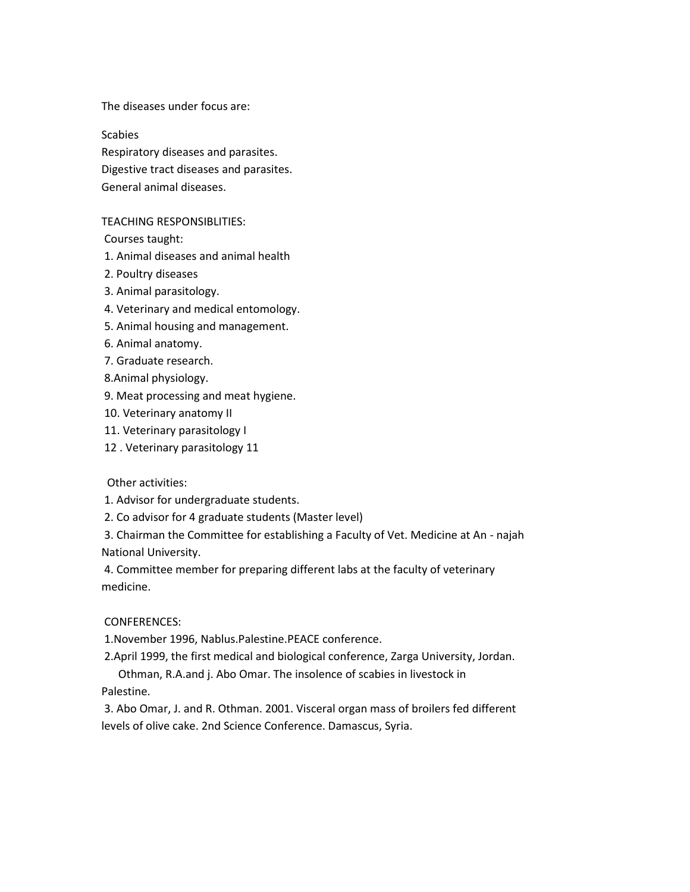The diseases under focus are:

Scabies
Respiratory diseases and parasites.
Digestive tract diseases and parasites.
General animal diseases.

TEACHING RESPONSIBLITIES:

Courses taught:

1. Animal diseases and animal health
2. Poultry diseases
3. Animal parasitology.
4. Veterinary and medical entomology.
5. Animal housing and management.
6. Animal anatomy.
7. Graduate research.
8. Animal physiology.
9. Meat processing and meat hygiene.
10. Veterinary anatomy II
11. Veterinary parasitology I
12. Veterinary parasitology 11

Other activities:

1. Advisor for undergraduate students.
2. Co advisor for 4 graduate students (Master level)
3. Chairman the Committee for establishing a Faculty of Vet. Medicine at An - najah National University.
4. Committee member for preparing different labs at the faculty of veterinary medicine.

CONFERENCES:

1. November 1996, Nablus.Palestine.PEACE conference.
2. April 1999, the first medical and biological conference, Zarga University, Jordan.
   Othman, R.A.and j. Abo Omar. The insolence of scabies in livestock in Palestine.
3. Abo Omar, J. and R. Othman. 2001. Visceral organ mass of broilers fed different levels of olive cake. 2nd Science Conference. Damascus, Syria.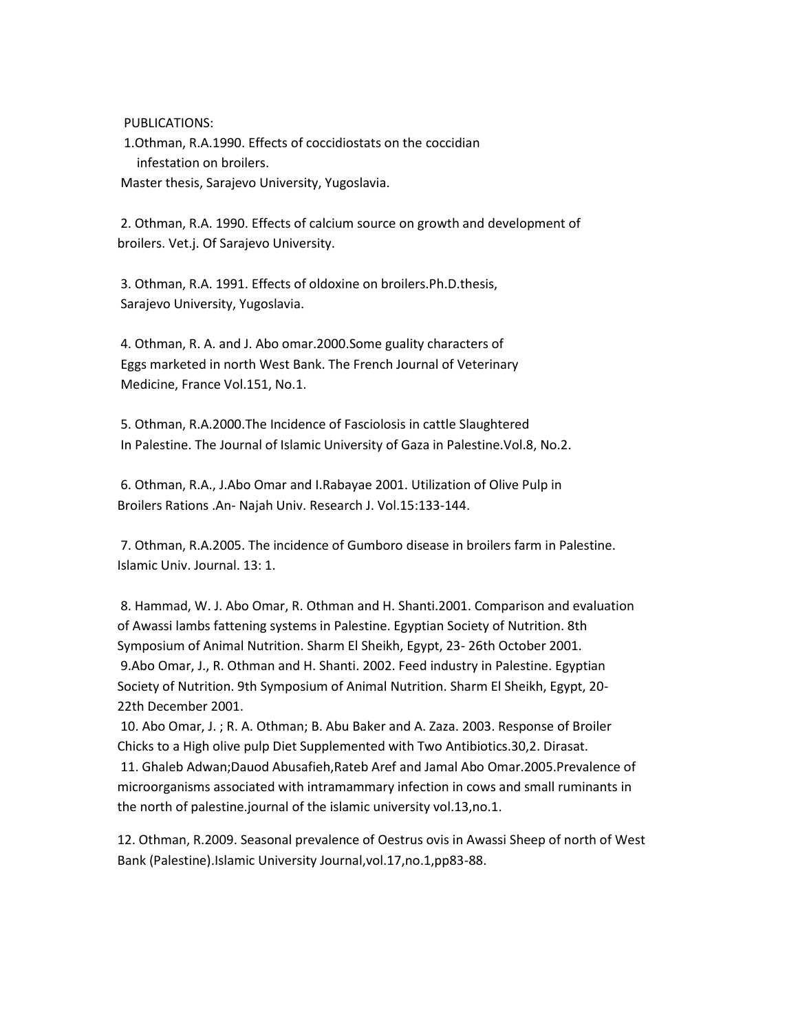PUBLICATIONS:

1. Othman, R.A.1990. Effects of coccidiostats on the coccidian infestation on broilers.
Master thesis, Sarajevo University, Yugoslavia.

2. Othman, R.A. 1990. Effects of calcium source on growth and development of broilers. Vet.j. Of Sarajevo University.

3. Othman, R.A. 1991. Effects of oldoxine on broilers.Ph.D.thesis, Sarajevo University, Yugoslavia.

4. Othman, R. A. and J. Abo omar.2000.Some guality characters of Eggs marketed in north West Bank. The French Journal of Veterinary Medicine, France Vol.151, No.1.

5. Othman, R.A.2000.The Incidence of Fasciolosis in cattle Slaughtered In Palestine. The Journal of Islamic University of Gaza in Palestine.Vol.8, No.2.

6. Othman, R.A., J.Abo Omar and I.Rabayae 2001. Utilization of Olive Pulp in Broilers Rations .An- Najah Univ. Research J. Vol.15:133-144.

7. Othman, R.A.2005. The incidence of Gumboro disease in broilers farm in Palestine. Islamic Univ. Journal. 13: 1.

8. Hammad, W. J. Abo Omar, R. Othman and H. Shanti.2001. Comparison and evaluation of Awassi lambs fattening systems in Palestine. Egyptian Society of Nutrition. 8th Symposium of Animal Nutrition. Sharm El Sheikh, Egypt, 23- 26th October 2001.

9. Abo Omar, J., R. Othman and H. Shanti. 2002. Feed industry in Palestine. Egyptian Society of Nutrition. 9th Symposium of Animal Nutrition. Sharm El Sheikh, Egypt, 20- 22th December 2001.

10. Abo Omar, J. ; R. A. Othman; B. Abu Baker and A. Zaza. 2003. Response of Broiler Chicks to a High olive pulp Diet Supplemented with Two Antibiotics.30,2. Dirasat.

11. Ghaleb Adwan;Dauod Abusafieh,Rateb Aref and Jamal Abo Omar.2005.Prevalence of microorganisms associated with intramammary infection in cows and small ruminants in the north of palestine.journal of the islamic university vol.13,no.1.

12. Othman, R.2009. Seasonal prevalence of Oestrus ovis in Awassi Sheep of north of West Bank (Palestine).Islamic University Journal,vol.17,no.1,pp83-88.